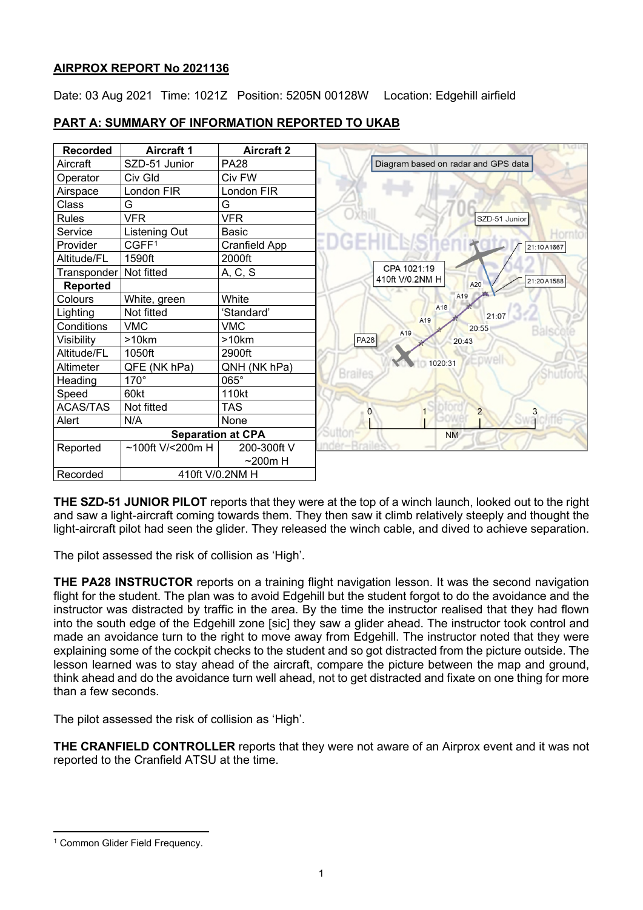**AIRPROX REPORT No 2021136**

Date: 03 Aug 2021 Time: 1021Z Position: 5205N 00128W Location: Edgehill airfield

## PART A: SUMMARY OF INFORMATION REPORTED TO UKAB

| Recorded | Aircraft 1 | Aircraft 2 |
|---|---|---|
| Aircraft | SZD-51 Junior | PA28 |
| Operator | Civ Gld | Civ FW |
| Airspace | London FIR | London FIR |
| Class | G | G |
| Rules | VFR | VFR |
| Service | Listening Out | Basic |
| Provider | CGFF[1] | Cranfield App |
| Altitude/FL | 1590ft | 2000ft |
| Transponder | Not fitted | A, C, S |
| **Reported** | | |
| Colours | White, green | White |
| Lighting | Not fitted | 'Standard' |
| Conditions | VMC | VMC |
| Visibility | >10km | >10km |
| Altitude/FL | 1050ft | 2900ft |
| Altimeter | QFE (NK hPa) | QNH (NK hPa) |
| Heading | 170° | 065° |
| Speed | 60kt | 110kt |
| ACAS/TAS | Not fitted | TAS |
| Alert | N/A | None |
| **Separation at CPA** | | |
| Reported | ~100ft V/<200m H | 200-300ft V ~200m H |
| Recorded | 410ft V/0.2NM H | |

Diagram based on radar and GPS data

**THE SZD-51 JUNIOR PILOT** reports that they were at the top of a winch launch, looked out to the right and saw a light-aircraft coming towards them. They then saw it climb relatively steeply and thought the light-aircraft pilot had seen the glider. They released the winch cable, and dived to achieve separation.

The pilot assessed the risk of collision as 'High'.

**THE PA28 INSTRUCTOR** reports on a training flight navigation lesson. It was the second navigation flight for the student. The plan was to avoid Edgehill but the student forgot to do the avoidance and the instructor was distracted by traffic in the area. By the time the instructor realised that they had flown into the south edge of the Edgehill zone [sic] they saw a glider ahead. The instructor took control and made an avoidance turn to the right to move away from Edgehill. The instructor noted that they were explaining some of the cockpit checks to the student and so got distracted from the picture outside. The lesson learned was to stay ahead of the aircraft, compare the picture between the map and ground, think ahead and do the avoidance turn well ahead, not to get distracted and fixate on one thing for more than a few seconds.

The pilot assessed the risk of collision as 'High'.

**THE CRANFIELD CONTROLLER** reports that they were not aware of an Airprox event and it was not reported to the Cranfield ATSU at the time.

[1] Common Glider Field Frequency.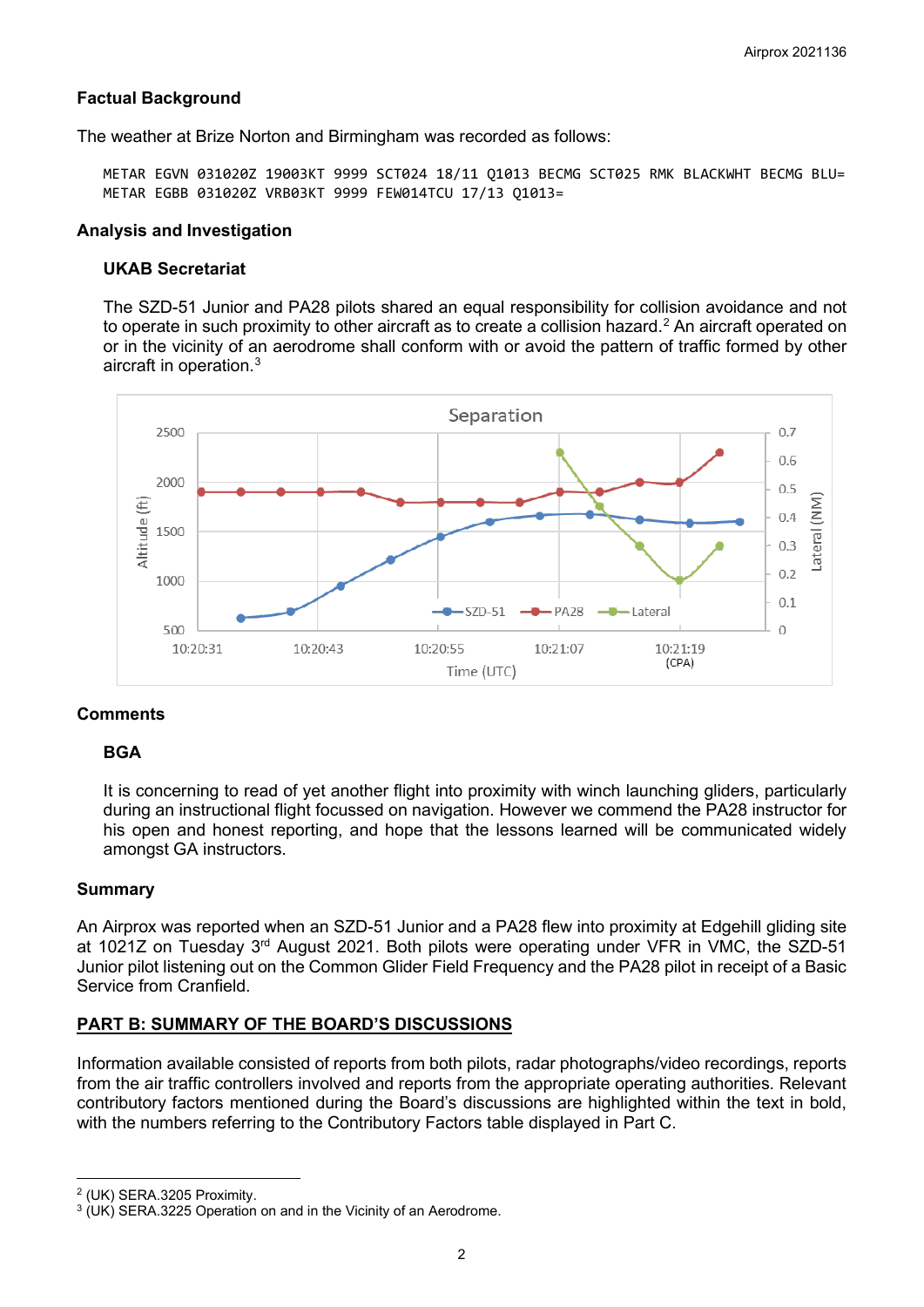### Factual Background

The weather at Brize Norton and Birmingham was recorded as follows:

```
METAR EGVN 031020Z 19003KT 9999 SCT024 18/11 Q1013 BECMG SCT025 RMK BLACKWHT BECMG BLU=
METAR EGBB 031020Z VRB03KT 9999 FEW014TCU 17/13 Q1013=
```

### Analysis and Investigation

#### UKAB Secretariat

The SZD-51 Junior and PA28 pilots shared an equal responsibility for collision avoidance and not to operate in such proximity to other aircraft as to create a collision hazard.[2] An aircraft operated on or in the vicinity of an aerodrome shall conform with or avoid the pattern of traffic formed by other aircraft in operation.[3]

### Comments

#### BGA

It is concerning to read of yet another flight into proximity with winch launching gliders, particularly during an instructional flight focussed on navigation. However we commend the PA28 instructor for his open and honest reporting, and hope that the lessons learned will be communicated widely amongst GA instructors.

### Summary

An Airprox was reported when an SZD-51 Junior and a PA28 flew into proximity at Edgehill gliding site at 1021Z on Tuesday 3rd August 2021. Both pilots were operating under VFR in VMC, the SZD-51 Junior pilot listening out on the Common Glider Field Frequency and the PA28 pilot in receipt of a Basic Service from Cranfield.

## PART B: SUMMARY OF THE BOARD'S DISCUSSIONS

Information available consisted of reports from both pilots, radar photographs/video recordings, reports from the air traffic controllers involved and reports from the appropriate operating authorities. Relevant contributory factors mentioned during the Board's discussions are highlighted within the text in bold, with the numbers referring to the Contributory Factors table displayed in Part C.

---

[2] (UK) SERA.3205 Proximity.

[3] (UK) SERA.3225 Operation on and in the Vicinity of an Aerodrome.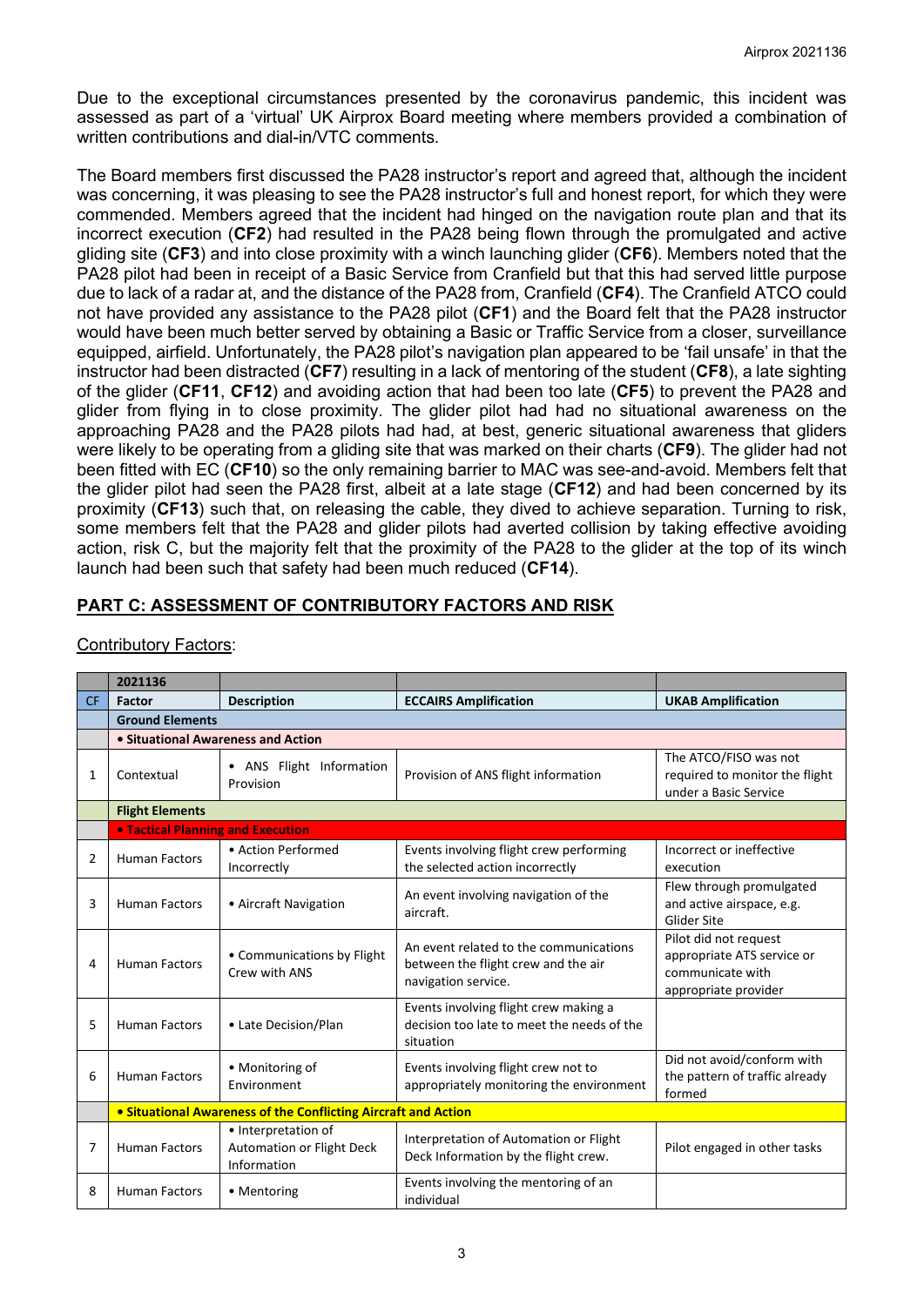Due to the exceptional circumstances presented by the coronavirus pandemic, this incident was assessed as part of a 'virtual' UK Airprox Board meeting where members provided a combination of written contributions and dial-in/VTC comments.

The Board members first discussed the PA28 instructor's report and agreed that, although the incident was concerning, it was pleasing to see the PA28 instructor's full and honest report, for which they were commended. Members agreed that the incident had hinged on the navigation route plan and that its incorrect execution (**CF2**) had resulted in the PA28 being flown through the promulgated and active gliding site (**CF3**) and into close proximity with a winch launching glider (**CF6**). Members noted that the PA28 pilot had been in receipt of a Basic Service from Cranfield but that this had served little purpose due to lack of a radar at, and the distance of the PA28 from, Cranfield (**CF4**). The Cranfield ATCO could not have provided any assistance to the PA28 pilot (**CF1**) and the Board felt that the PA28 instructor would have been much better served by obtaining a Basic or Traffic Service from a closer, surveillance equipped, airfield. Unfortunately, the PA28 pilot's navigation plan appeared to be 'fail unsafe' in that the instructor had been distracted (**CF7**) resulting in a lack of mentoring of the student (**CF8**), a late sighting of the glider (**CF11**, **CF12**) and avoiding action that had been too late (**CF5**) to prevent the PA28 and glider from flying in to close proximity. The glider pilot had had no situational awareness on the approaching PA28 and the PA28 pilots had had, at best, generic situational awareness that gliders were likely to be operating from a gliding site that was marked on their charts (**CF9**). The glider had not been fitted with EC (**CF10**) so the only remaining barrier to MAC was see-and-avoid. Members felt that the glider pilot had seen the PA28 first, albeit at a late stage (**CF12**) and had been concerned by its proximity (**CF13**) such that, on releasing the cable, they dived to achieve separation. Turning to risk, some members felt that the PA28 and glider pilots had averted collision by taking effective avoiding action, risk C, but the majority felt that the proximity of the PA28 to the glider at the top of its winch launch had been such that safety had been much reduced (**CF14**).

## PART C: ASSESSMENT OF CONTRIBUTORY FACTORS AND RISK

Contributory Factors:

| | 2021136 | | | |
|---|---|---|---|---|
| CF | Factor | Description | ECCAIRS Amplification | UKAB Amplification |
| | **Ground Elements** | | | |
| | **• Situational Awareness and Action** | | | |
| 1 | Contextual | • ANS Flight Information Provision | Provision of ANS flight information | The ATCO/FISO was not required to monitor the flight under a Basic Service |
| | **Flight Elements** | | | |
| | **• Tactical Planning and Execution** | | | |
| 2 | Human Factors | • Action Performed Incorrectly | Events involving flight crew performing the selected action incorrectly | Incorrect or ineffective execution |
| 3 | Human Factors | • Aircraft Navigation | An event involving navigation of the aircraft. | Flew through promulgated and active airspace, e.g. Glider Site |
| 4 | Human Factors | • Communications by Flight Crew with ANS | An event related to the communications between the flight crew and the air navigation service. | Pilot did not request appropriate ATS service or communicate with appropriate provider |
| 5 | Human Factors | • Late Decision/Plan | Events involving flight crew making a decision too late to meet the needs of the situation | |
| 6 | Human Factors | • Monitoring of Environment | Events involving flight crew not to appropriately monitoring the environment | Did not avoid/conform with the pattern of traffic already formed |
| | **• Situational Awareness of the Conflicting Aircraft and Action** | | | |
| 7 | Human Factors | • Interpretation of Automation or Flight Deck Information | Interpretation of Automation or Flight Deck Information by the flight crew. | Pilot engaged in other tasks |
| 8 | Human Factors | • Mentoring | Events involving the mentoring of an individual | |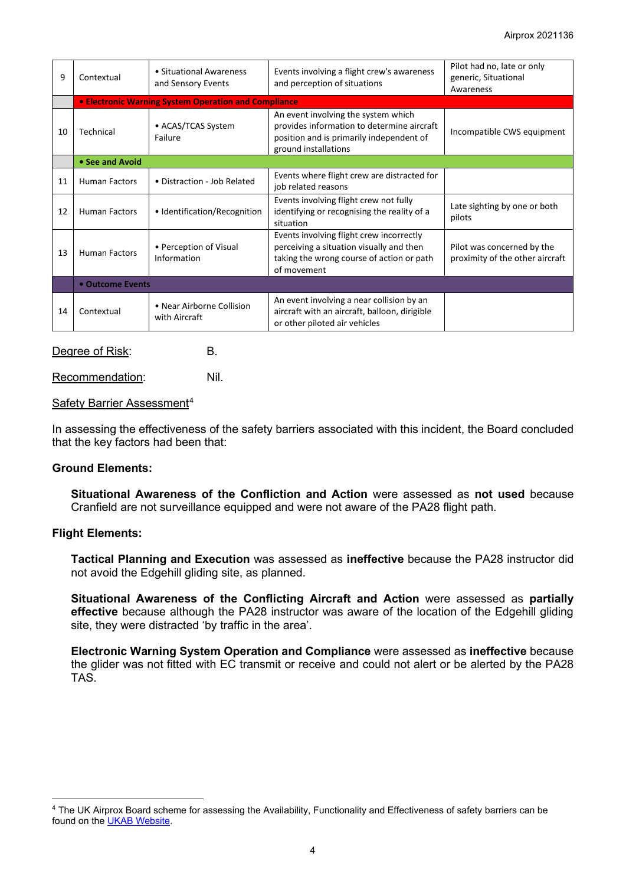| 9 | Contextual | • Situational Awareness and Sensory Events | Events involving a flight crew's awareness and perception of situations | Pilot had no, late or only generic, Situational Awareness |
|---|---|---|---|---|
| | **• Electronic Warning System Operation and Compliance** | | | |
| 10 | Technical | • ACAS/TCAS System Failure | An event involving the system which provides information to determine aircraft position and is primarily independent of ground installations | Incompatible CWS equipment |
| | **• See and Avoid** | | | |
| 11 | Human Factors | • Distraction - Job Related | Events where flight crew are distracted for job related reasons | |
| 12 | Human Factors | • Identification/Recognition | Events involving flight crew not fully identifying or recognising the reality of a situation | Late sighting by one or both pilots |
| 13 | Human Factors | • Perception of Visual Information | Events involving flight crew incorrectly perceiving a situation visually and then taking the wrong course of action or path of movement | Pilot was concerned by the proximity of the other aircraft |
| | **• Outcome Events** | | | |
| 14 | Contextual | • Near Airborne Collision with Aircraft | An event involving a near collision by an aircraft with an aircraft, balloon, dirigible or other piloted air vehicles | |

Degree of Risk: B.

Recommendation: Nil.

Safety Barrier Assessment[4]

In assessing the effectiveness of the safety barriers associated with this incident, the Board concluded that the key factors had been that:

**Ground Elements:**

**Situational Awareness of the Confliction and Action** were assessed as **not used** because Cranfield are not surveillance equipped and were not aware of the PA28 flight path.

**Flight Elements:**

**Tactical Planning and Execution** was assessed as **ineffective** because the PA28 instructor did not avoid the Edgehill gliding site, as planned.

**Situational Awareness of the Conflicting Aircraft and Action** were assessed as **partially effective** because although the PA28 instructor was aware of the location of the Edgehill gliding site, they were distracted 'by traffic in the area'.

**Electronic Warning System Operation and Compliance** were assessed as **ineffective** because the glider was not fitted with EC transmit or receive and could not alert or be alerted by the PA28 TAS.

[4] The UK Airprox Board scheme for assessing the Availability, Functionality and Effectiveness of safety barriers can be found on the UKAB Website.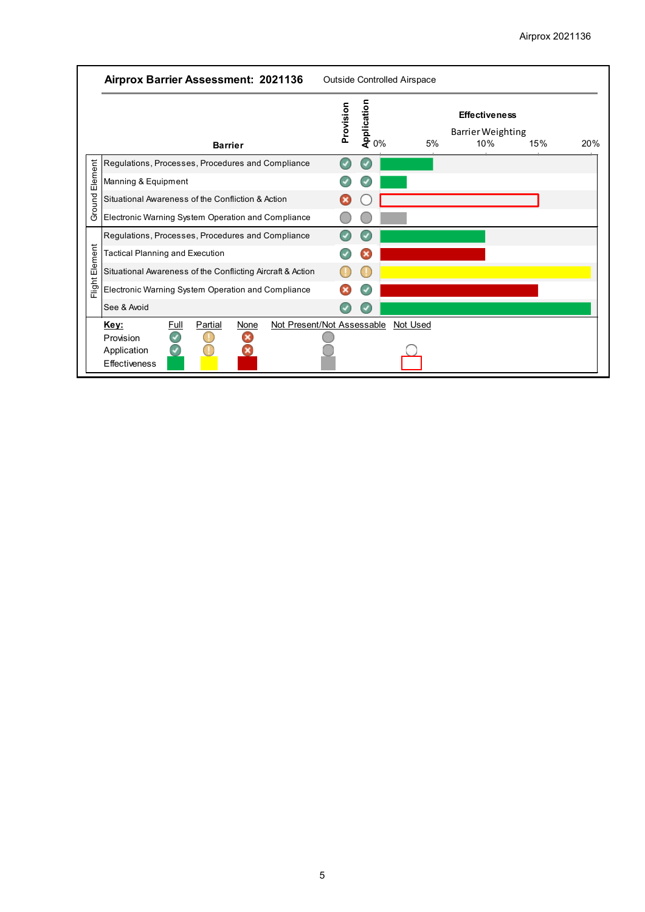**Airprox Barrier Assessment: 2021136** Outside Controlled Airspace

| | Barrier | Provision | Application | Effectiveness |
|---|---|---|---|---|
| Ground Element | Regulations, Processes, Procedures and Compliance | Full | Full | Full |
| Ground Element | Manning & Equipment | Full | Full | Full |
| Ground Element | Situational Awareness of the Confliction & Action | None | Not Used | Not Used |
| Ground Element | Electronic Warning System Operation and Compliance | Not Present/Not Assessable | Not Present/Not Assessable | Not Present/Not Assessable |
| Flight Element | Regulations, Processes, Procedures and Compliance | Full | Full | Full |
| Flight Element | Tactical Planning and Execution | Full | None | None |
| Flight Element | Situational Awareness of the Conflicting Aircraft & Action | Partial | Partial | Partial |
| Flight Element | Electronic Warning System Operation and Compliance | None | Full | None |
| Flight Element | See & Avoid | Full | Full | Full |

Effectiveness

Barrier Weighting

0% 5% 10% 15% 20%

**Key:** Full, Partial, None, Not Present/Not Assessable, Not Used

Provision

Application

Effectiveness